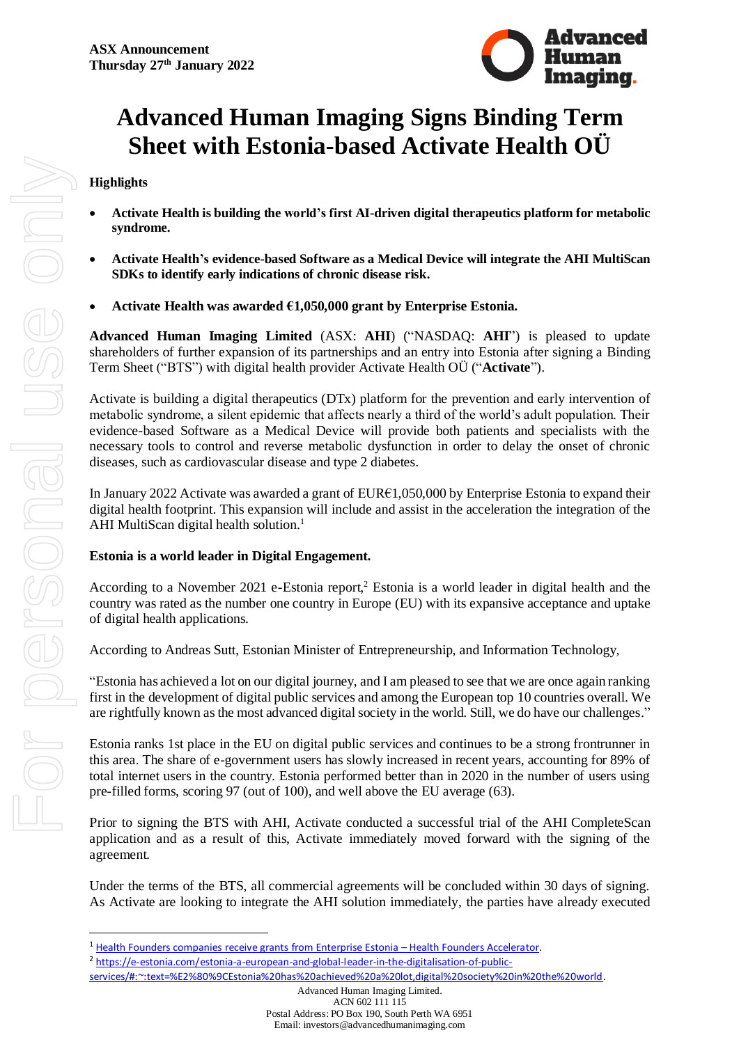**ASX Announcement**
**Thursday 27th January 2022**

# Advanced Human Imaging Signs Binding Term Sheet with Estonia-based Activate Health OÜ

**Highlights**

- **Activate Health is building the world's first AI-driven digital therapeutics platform for metabolic syndrome.**
- **Activate Health's evidence-based Software as a Medical Device will integrate the AHI MultiScan SDKs to identify early indications of chronic disease risk.**
- **Activate Health was awarded €1,050,000 grant by Enterprise Estonia.**

**Advanced Human Imaging Limited** (ASX: **AHI**) ("NASDAQ: **AHI**") is pleased to update shareholders of further expansion of its partnerships and an entry into Estonia after signing a Binding Term Sheet ("BTS") with digital health provider Activate Health OÜ ("**Activate**").

Activate is building a digital therapeutics (DTx) platform for the prevention and early intervention of metabolic syndrome, a silent epidemic that affects nearly a third of the world's adult population. Their evidence-based Software as a Medical Device will provide both patients and specialists with the necessary tools to control and reverse metabolic dysfunction in order to delay the onset of chronic diseases, such as cardiovascular disease and type 2 diabetes.

In January 2022 Activate was awarded a grant of EUR€1,050,000 by Enterprise Estonia to expand their digital health footprint. This expansion will include and assist in the acceleration the integration of the AHI MultiScan digital health solution.[1]

**Estonia is a world leader in Digital Engagement.**

According to a November 2021 e-Estonia report,[2] Estonia is a world leader in digital health and the country was rated as the number one country in Europe (EU) with its expansive acceptance and uptake of digital health applications.

According to Andreas Sutt, Estonian Minister of Entrepreneurship, and Information Technology,

"Estonia has achieved a lot on our digital journey, and I am pleased to see that we are once again ranking first in the development of digital public services and among the European top 10 countries overall. We are rightfully known as the most advanced digital society in the world. Still, we do have our challenges."

Estonia ranks 1st place in the EU on digital public services and continues to be a strong frontrunner in this area. The share of e-government users has slowly increased in recent years, accounting for 89% of total internet users in the country. Estonia performed better than in 2020 in the number of users using pre-filled forms, scoring 97 (out of 100), and well above the EU average (63).

Prior to signing the BTS with AHI, Activate conducted a successful trial of the AHI CompleteScan application and as a result of this, Activate immediately moved forward with the signing of the agreement.

Under the terms of the BTS, all commercial agreements will be concluded within 30 days of signing. As Activate are looking to integrate the AHI solution immediately, the parties have already executed

---

[1] Health Founders companies receive grants from Enterprise Estonia – Health Founders Accelerator.

[2] https://e-estonia.com/estonia-a-european-and-global-leader-in-the-digitalisation-of-public-services/#:~:text=%E2%80%9CEstonia%20has%20achieved%20a%20lot,digital%20society%20in%20the%20world.

Advanced Human Imaging Limited.
ACN 602 111 115
Postal Address: PO Box 190, South Perth WA 6951
Email: investors@advancedhumanimaging.com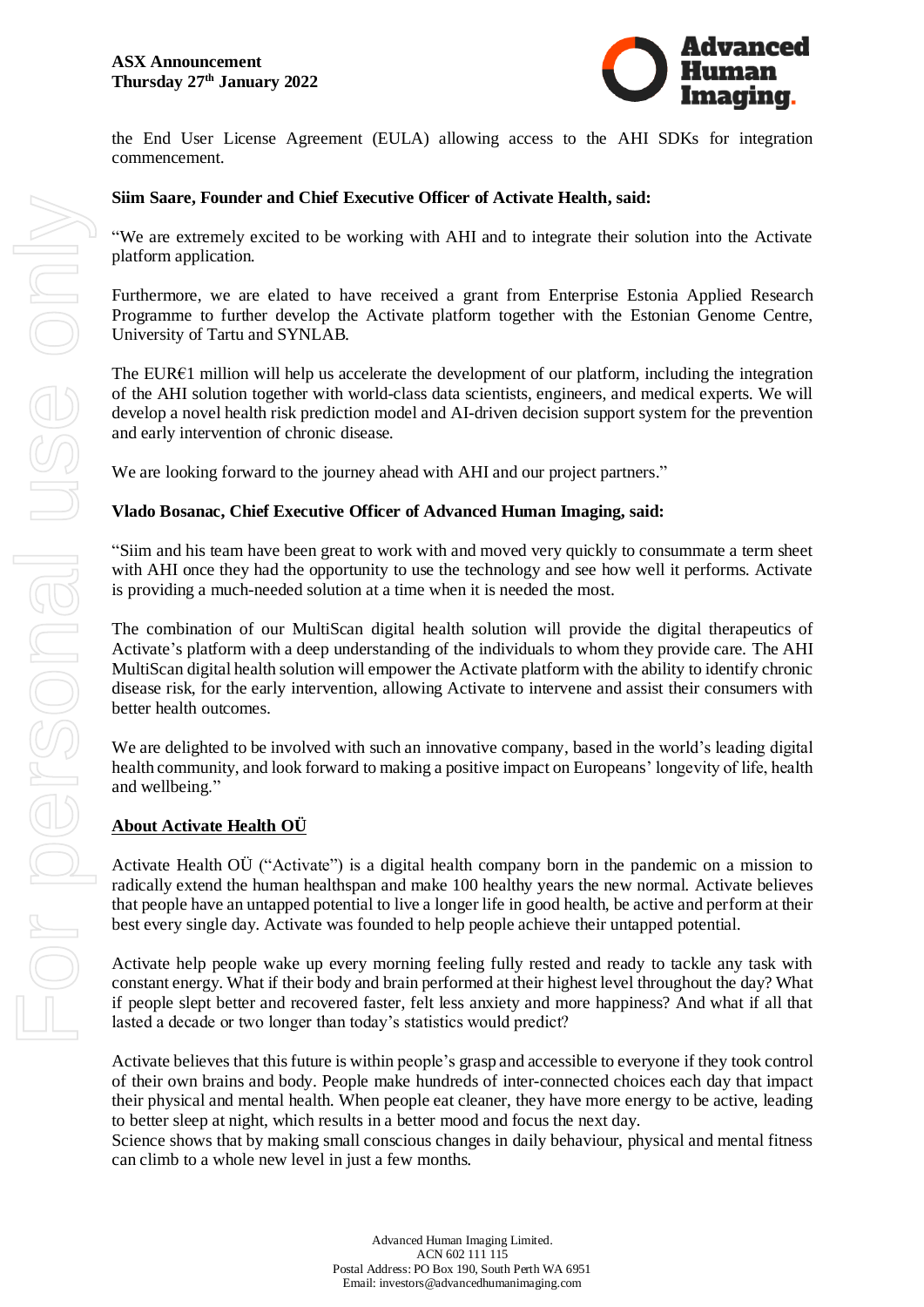the End User License Agreement (EULA) allowing access to the AHI SDKs for integration commencement.

**Siim Saare, Founder and Chief Executive Officer of Activate Health, said:**

"We are extremely excited to be working with AHI and to integrate their solution into the Activate platform application.

Furthermore, we are elated to have received a grant from Enterprise Estonia Applied Research Programme to further develop the Activate platform together with the Estonian Genome Centre, University of Tartu and SYNLAB.

The EUR€1 million will help us accelerate the development of our platform, including the integration of the AHI solution together with world-class data scientists, engineers, and medical experts. We will develop a novel health risk prediction model and AI-driven decision support system for the prevention and early intervention of chronic disease.

We are looking forward to the journey ahead with AHI and our project partners."

**Vlado Bosanac, Chief Executive Officer of Advanced Human Imaging, said:**

"Siim and his team have been great to work with and moved very quickly to consummate a term sheet with AHI once they had the opportunity to use the technology and see how well it performs. Activate is providing a much-needed solution at a time when it is needed the most.

The combination of our MultiScan digital health solution will provide the digital therapeutics of Activate's platform with a deep understanding of the individuals to whom they provide care. The AHI MultiScan digital health solution will empower the Activate platform with the ability to identify chronic disease risk, for the early intervention, allowing Activate to intervene and assist their consumers with better health outcomes.

We are delighted to be involved with such an innovative company, based in the world's leading digital health community, and look forward to making a positive impact on Europeans' longevity of life, health and wellbeing."

**<u>About Activate Health OÜ</u>**

Activate Health OÜ ("Activate") is a digital health company born in the pandemic on a mission to radically extend the human healthspan and make 100 healthy years the new normal. Activate believes that people have an untapped potential to live a longer life in good health, be active and perform at their best every single day. Activate was founded to help people achieve their untapped potential.

Activate help people wake up every morning feeling fully rested and ready to tackle any task with constant energy. What if their body and brain performed at their highest level throughout the day? What if people slept better and recovered faster, felt less anxiety and more happiness? And what if all that lasted a decade or two longer than today's statistics would predict?

Activate believes that this future is within people's grasp and accessible to everyone if they took control of their own brains and body. People make hundreds of inter-connected choices each day that impact their physical and mental health. When people eat cleaner, they have more energy to be active, leading to better sleep at night, which results in a better mood and focus the next day.
Science shows that by making small conscious changes in daily behaviour, physical and mental fitness can climb to a whole new level in just a few months.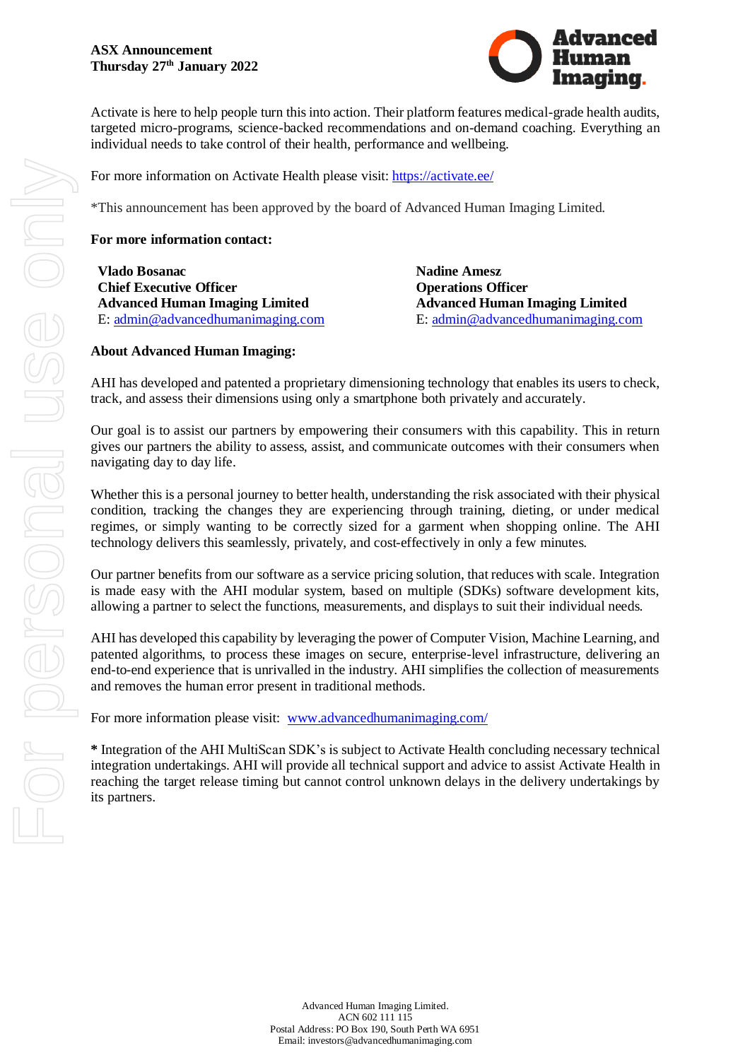Activate is here to help people turn this into action. Their platform features medical-grade health audits, targeted micro-programs, science-backed recommendations and on-demand coaching. Everything an individual needs to take control of their health, performance and wellbeing.

For more information on Activate Health please visit: https://activate.ee/

*This announcement has been approved by the board of Advanced Human Imaging Limited.

**For more information contact:**

**Vlado Bosanac**
**Chief Executive Officer**
**Advanced Human Imaging Limited**
E: admin@advancedhumanimaging.com

**Nadine Amesz**
**Operations Officer**
**Advanced Human Imaging Limited**
E: admin@advancedhumanimaging.com

**About Advanced Human Imaging:**

AHI has developed and patented a proprietary dimensioning technology that enables its users to check, track, and assess their dimensions using only a smartphone both privately and accurately.

Our goal is to assist our partners by empowering their consumers with this capability. This in return gives our partners the ability to assess, assist, and communicate outcomes with their consumers when navigating day to day life.

Whether this is a personal journey to better health, understanding the risk associated with their physical condition, tracking the changes they are experiencing through training, dieting, or under medical regimes, or simply wanting to be correctly sized for a garment when shopping online. The AHI technology delivers this seamlessly, privately, and cost-effectively in only a few minutes.

Our partner benefits from our software as a service pricing solution, that reduces with scale. Integration is made easy with the AHI modular system, based on multiple (SDKs) software development kits, allowing a partner to select the functions, measurements, and displays to suit their individual needs.

AHI has developed this capability by leveraging the power of Computer Vision, Machine Learning, and patented algorithms, to process these images on secure, enterprise-level infrastructure, delivering an end-to-end experience that is unrivalled in the industry. AHI simplifies the collection of measurements and removes the human error present in traditional methods.

For more information please visit: www.advancedhumanimaging.com/

**\*** Integration of the AHI MultiScan SDK's is subject to Activate Health concluding necessary technical integration undertakings. AHI will provide all technical support and advice to assist Activate Health in reaching the target release timing but cannot control unknown delays in the delivery undertakings by its partners.

Advanced Human Imaging Limited.
ACN 602 111 115
Postal Address: PO Box 190, South Perth WA 6951
Email: investors@advancedhumanimaging.com